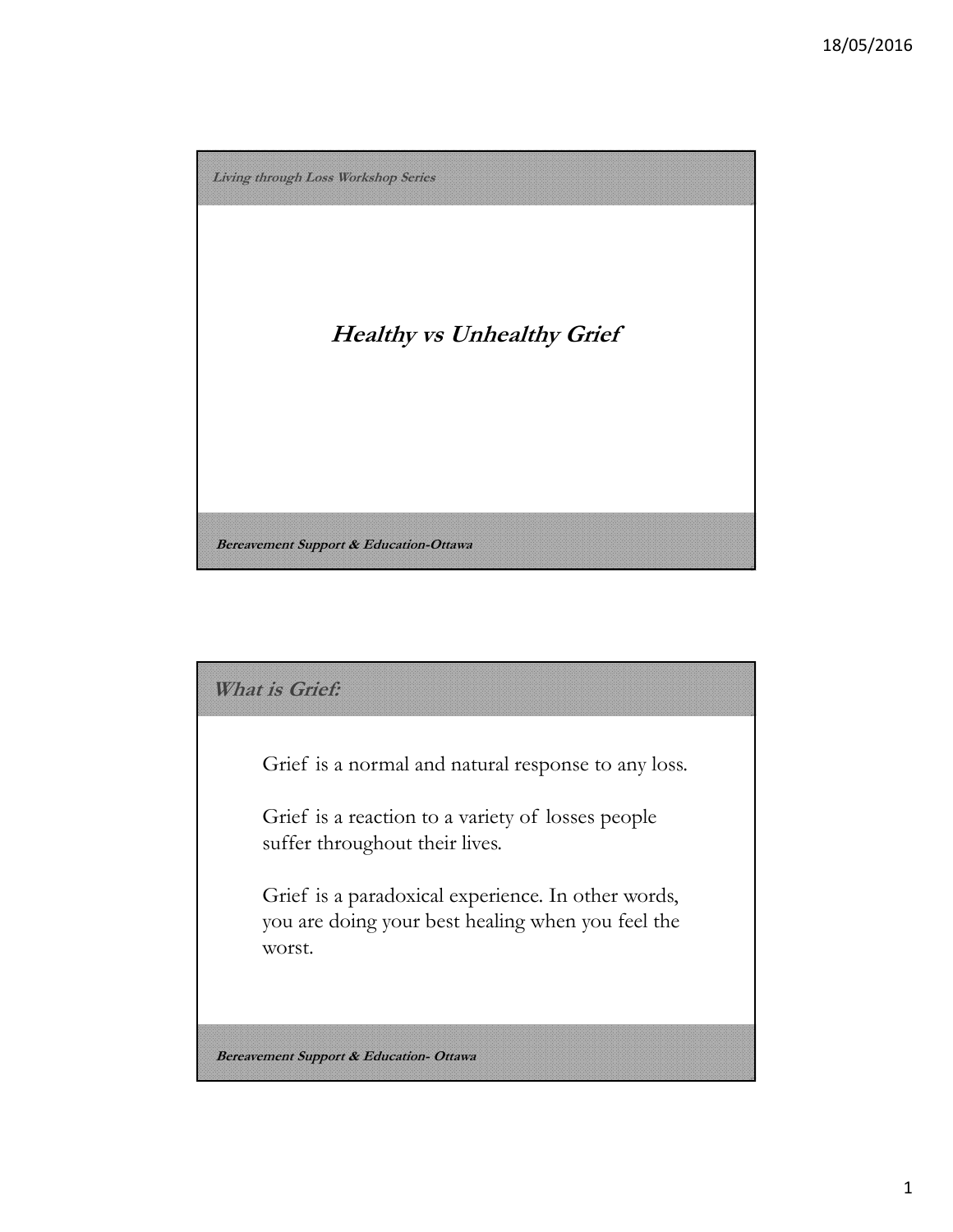*Living through Loss Workshop Series*

# *Healthy vs Unhealthy Grief*

**Bereavement Support & Education-Ottawa**

## *What is Grief:*

Grief is a normal and natural response to any loss.

Grief is a reaction to a variety of losses people suffer throughout their lives.

Grief is a paradoxical experience. In other words, you are doing your best healing when you feel the worst.

**Bereavement Support & Education- Ottawa**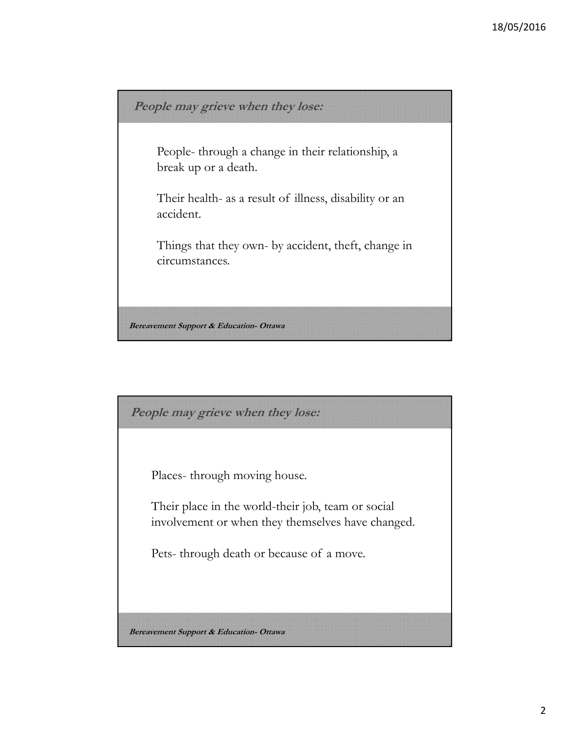## *People may grieve when they lose:*

People- through a change in their relationship, a break up or a death.

Their health- as a result of illness, disability or an accident.

Things that they own- by accident, theft, change in circumstances.

***Bereavement Support & Education- Ottawa***

## *People may grieve when they lose:*

Places- through moving house.

Their place in the world-their job, team or social involvement or when they themselves have changed.

Pets- through death or because of a move.

***Bereavement Support & Education- Ottawa***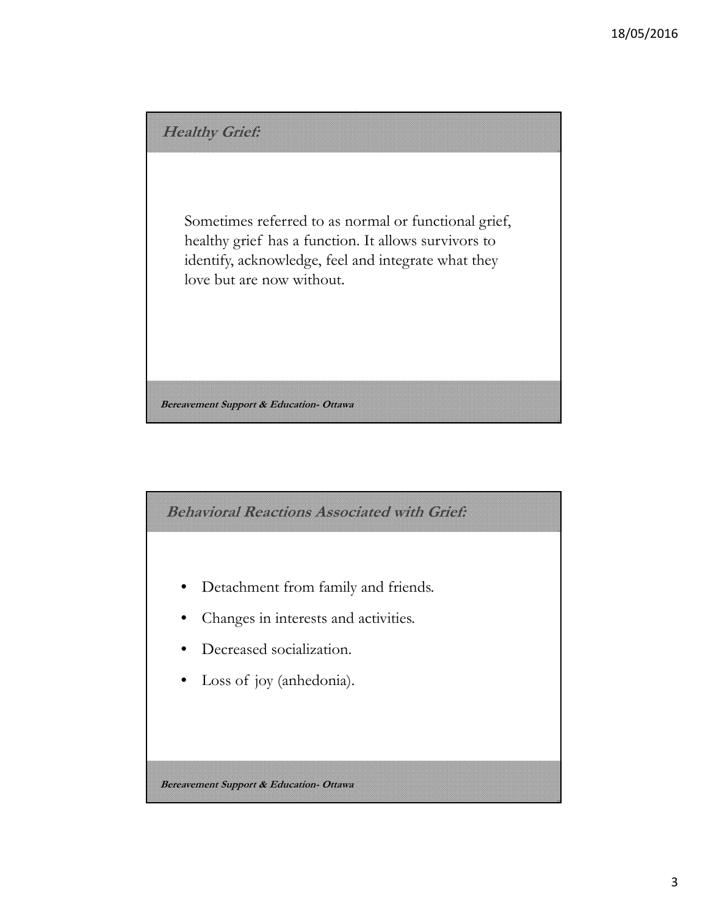## *Healthy Grief:*

Sometimes referred to as normal or functional grief, healthy grief has a function. It allows survivors to identify, acknowledge, feel and integrate what they love but are now without.

***Bereavement Support & Education- Ottawa***

## *Behavioral Reactions Associated with Grief:*

- Detachment from family and friends.
- Changes in interests and activities.
- Decreased socialization.
- Loss of joy (anhedonia).

***Bereavement Support & Education- Ottawa***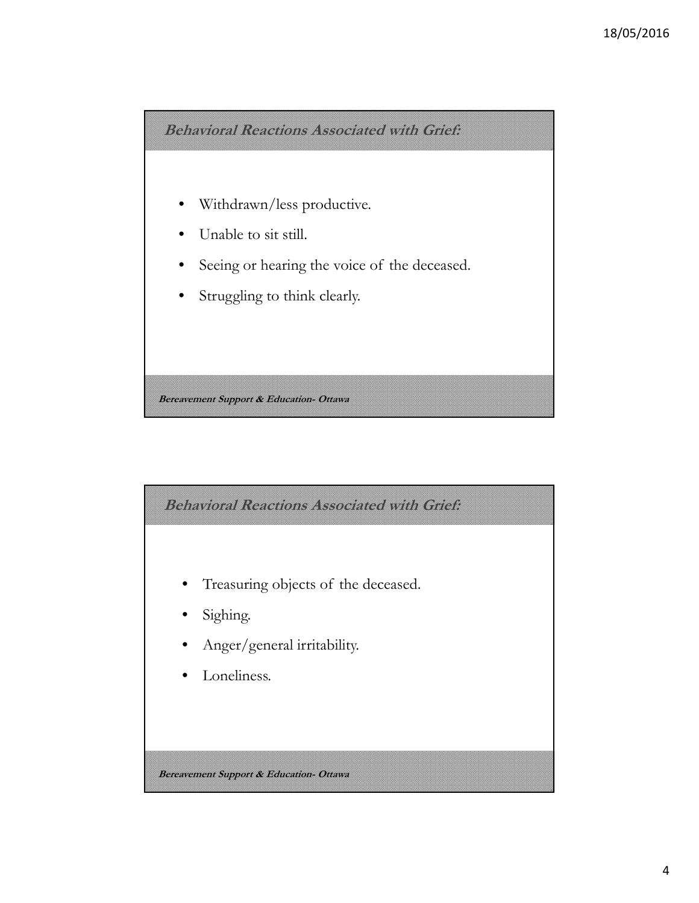## *Behavioral Reactions Associated with Grief:*

- Withdrawn/less productive.
- Unable to sit still.
- Seeing or hearing the voice of the deceased.
- Struggling to think clearly.

***Bereavement Support & Education- Ottawa***

## *Behavioral Reactions Associated with Grief:*

- Treasuring objects of the deceased.
- Sighing.
- Anger/general irritability.
- Loneliness.

***Bereavement Support & Education- Ottawa***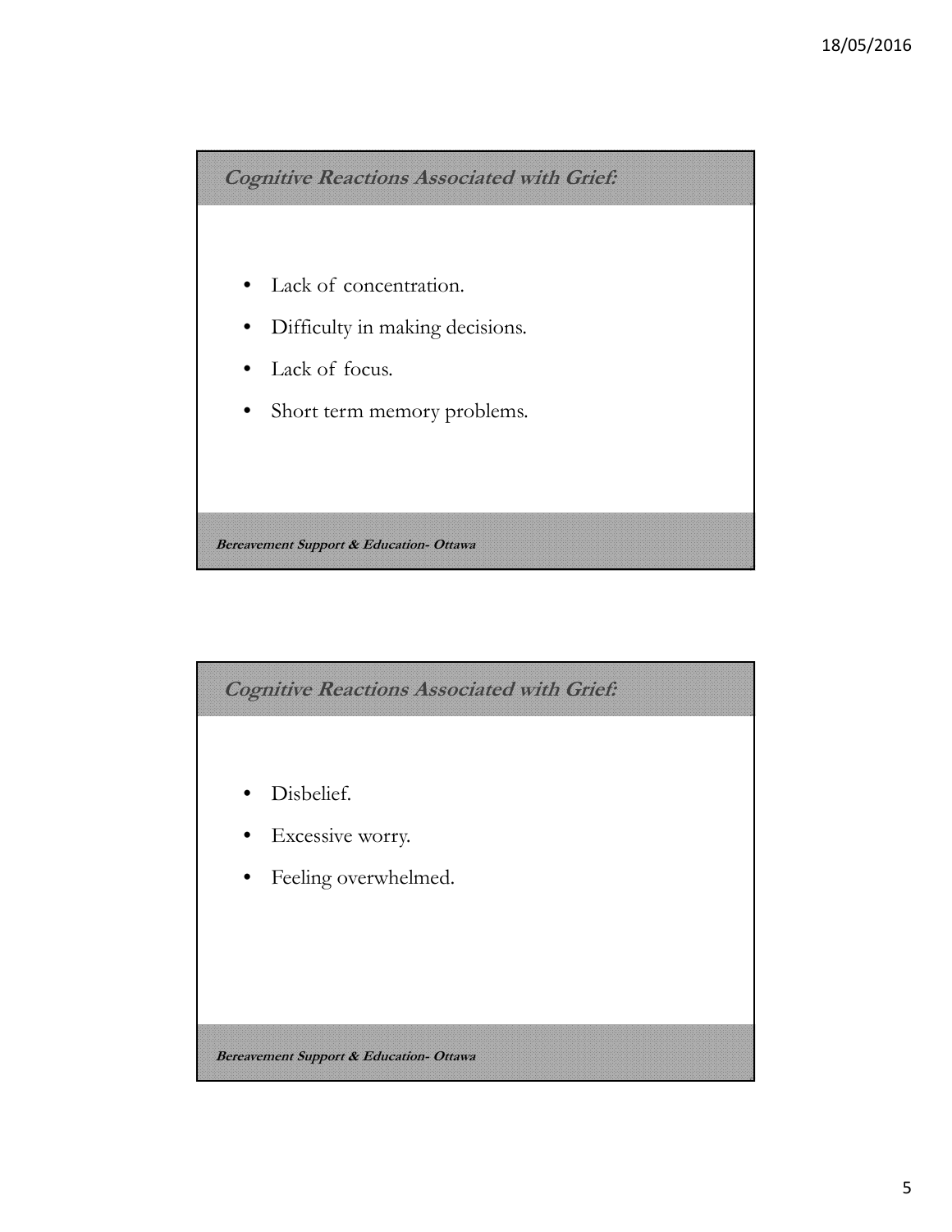## *Cognitive Reactions Associated with Grief:*

- Lack of concentration.
- Difficulty in making decisions.
- Lack of focus.
- Short term memory problems.

***Bereavement Support & Education- Ottawa***

## *Cognitive Reactions Associated with Grief:*

- Disbelief.
- Excessive worry.
- Feeling overwhelmed.

***Bereavement Support & Education- Ottawa***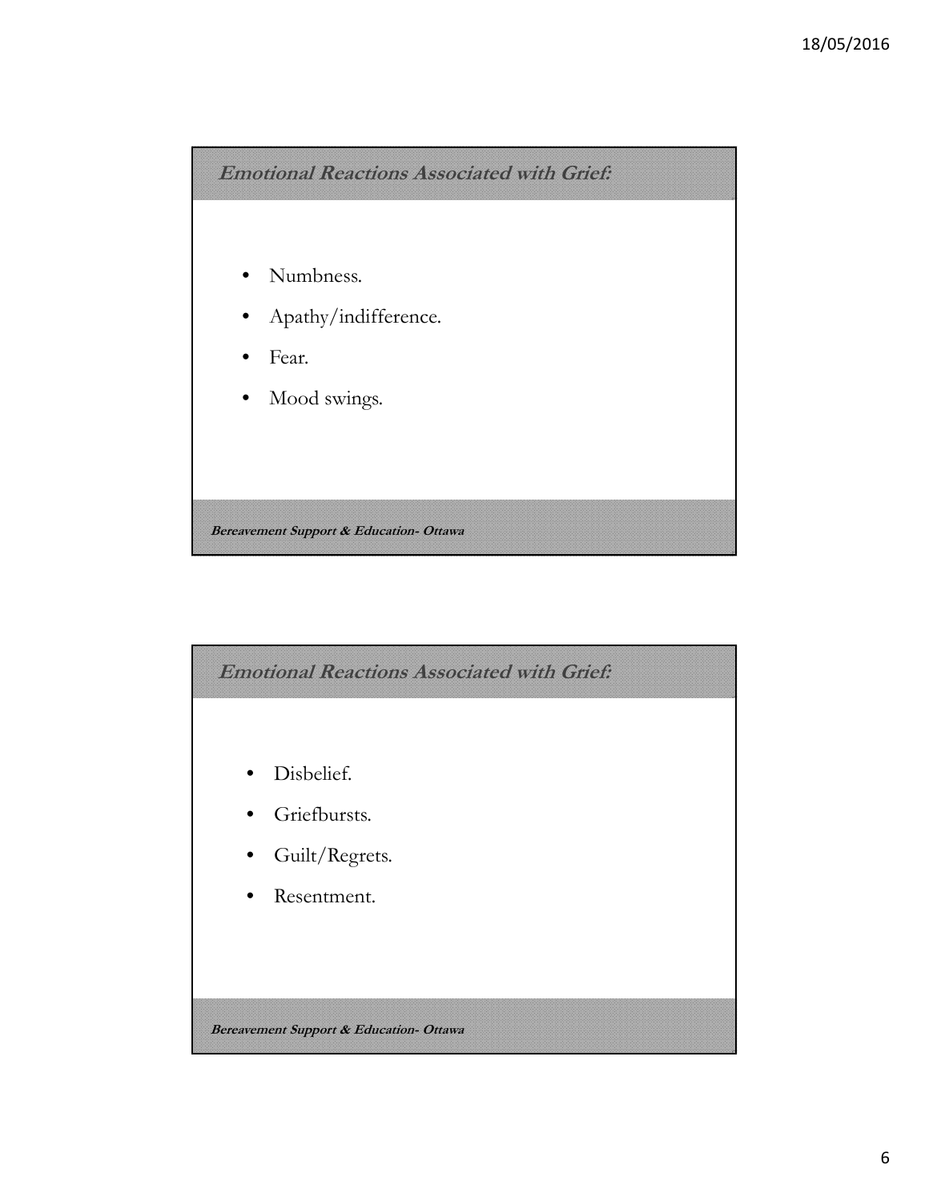## *Emotional Reactions Associated with Grief:*

- Numbness.
- Apathy/indifference.
- Fear.
- Mood swings.

***Bereavement Support & Education- Ottawa***

## *Emotional Reactions Associated with Grief:*

- Disbelief.
- Griefbursts.
- Guilt/Regrets.
- Resentment.

***Bereavement Support & Education- Ottawa***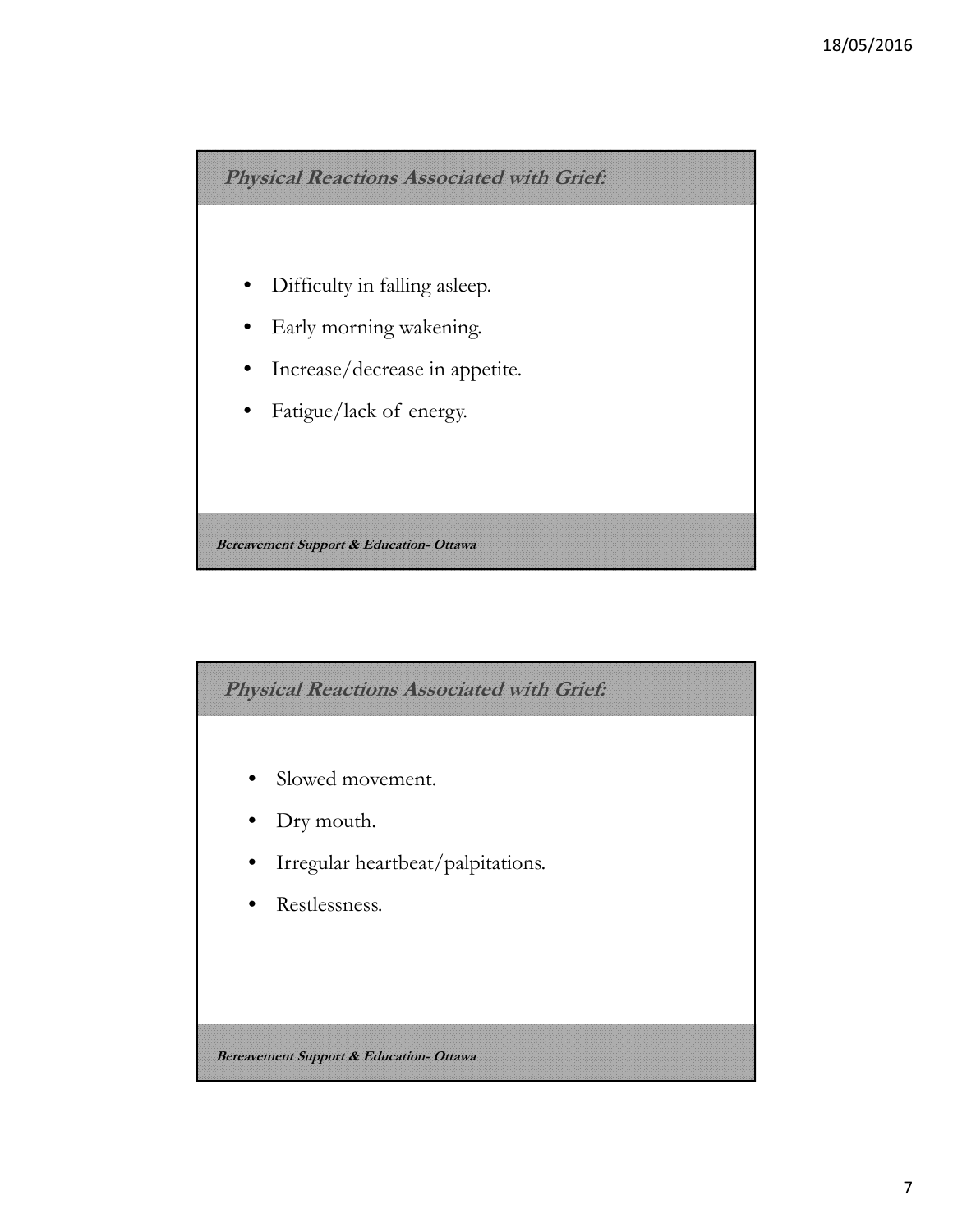## *Physical Reactions Associated with Grief:*

- Difficulty in falling asleep.
- Early morning wakening.
- Increase/decrease in appetite.
- Fatigue/lack of energy.

***Bereavement Support & Education- Ottawa***

## *Physical Reactions Associated with Grief:*

- Slowed movement.
- Dry mouth.
- Irregular heartbeat/palpitations.
- Restlessness.

***Bereavement Support & Education- Ottawa***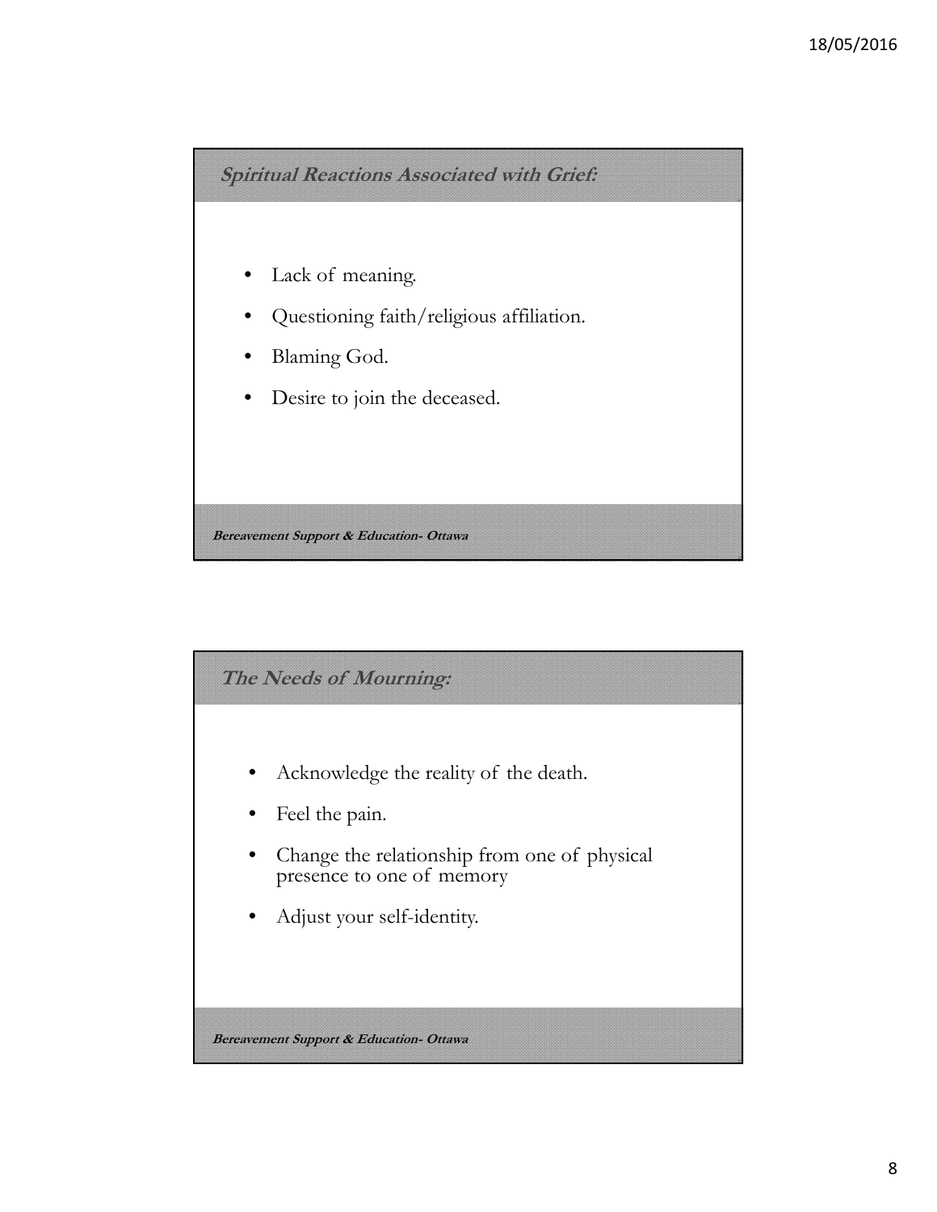## *Spiritual Reactions Associated with Grief:*

- Lack of meaning.
- Questioning faith/religious affiliation.
- Blaming God.
- Desire to join the deceased.

***Bereavement Support & Education- Ottawa***

## *The Needs of Mourning:*

- Acknowledge the reality of the death.
- Feel the pain.
- Change the relationship from one of physical presence to one of memory
- Adjust your self-identity.

***Bereavement Support & Education- Ottawa***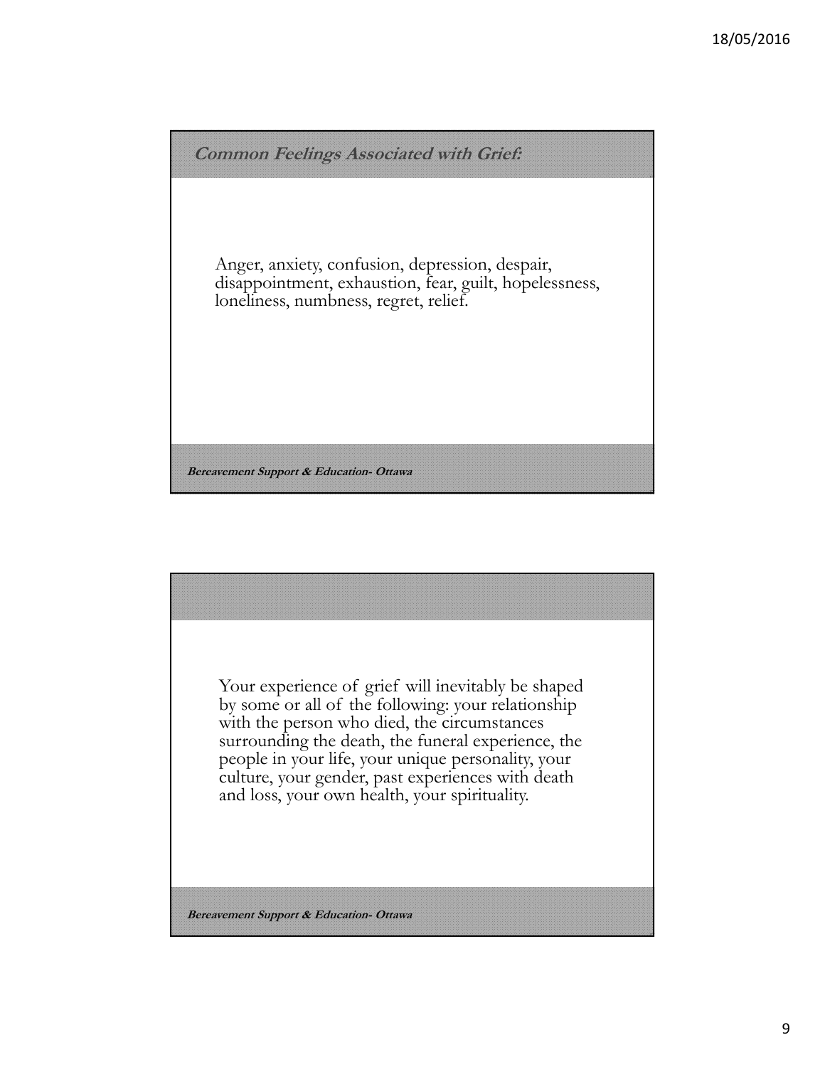## *Common Feelings Associated with Grief:*

Anger, anxiety, confusion, depression, despair, disappointment, exhaustion, fear, guilt, hopelessness, loneliness, numbness, regret, relief.

***Bereavement Support & Education- Ottawa***

---

Your experience of grief will inevitably be shaped by some or all of the following: your relationship with the person who died, the circumstances surrounding the death, the funeral experience, the people in your life, your unique personality, your culture, your gender, past experiences with death and loss, your own health, your spirituality.

***Bereavement Support & Education- Ottawa***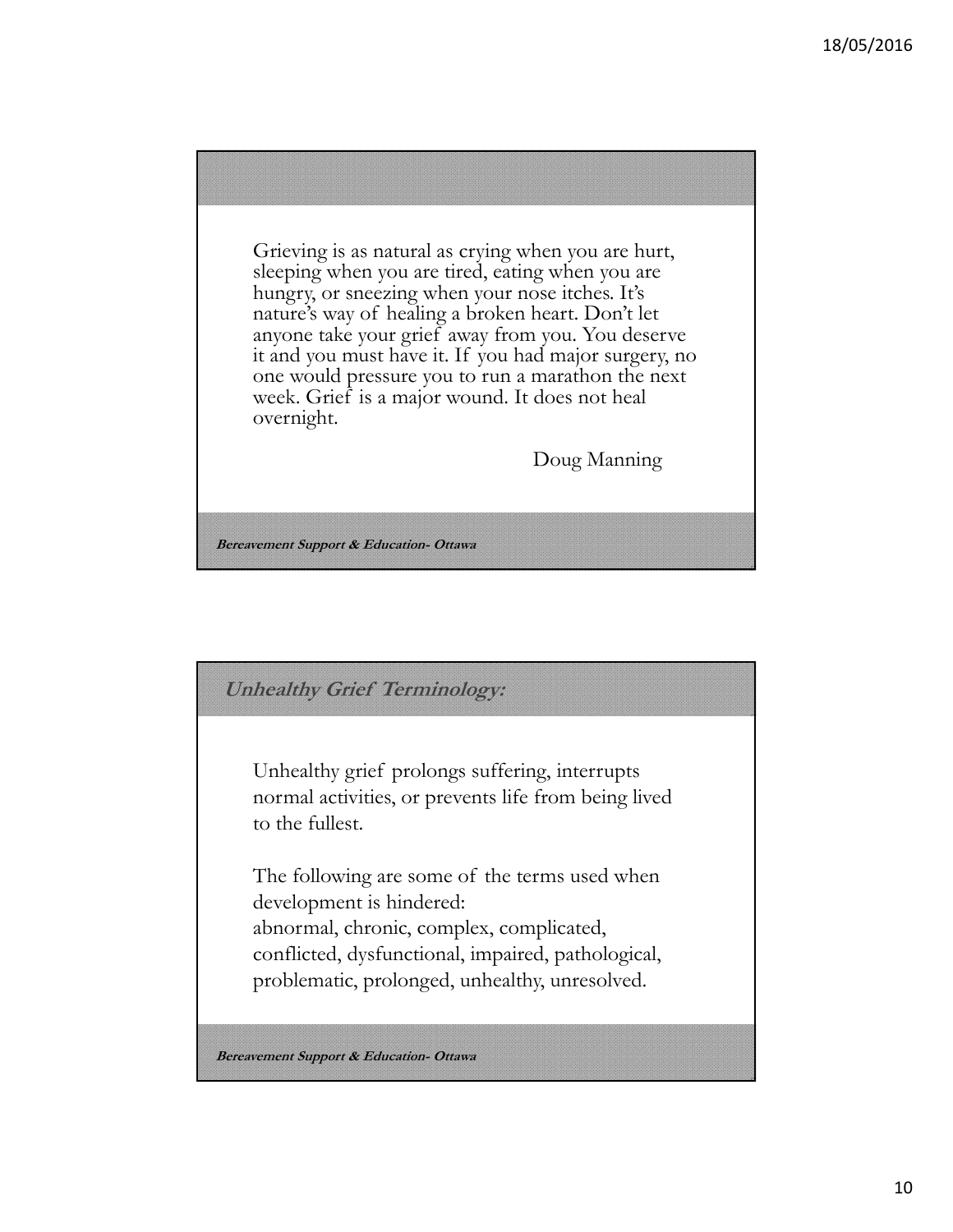Grieving is as natural as crying when you are hurt, sleeping when you are tired, eating when you are hungry, or sneezing when your nose itches. It's nature's way of healing a broken heart. Don't let anyone take your grief away from you. You deserve it and you must have it. If you had major surgery, no one would pressure you to run a marathon the next week. Grief is a major wound. It does not heal overnight.

Doug Manning

***Bereavement Support & Education- Ottawa***

## *Unhealthy Grief Terminology:*

Unhealthy grief prolongs suffering, interrupts normal activities, or prevents life from being lived to the fullest.

The following are some of the terms used when development is hindered:
abnormal, chronic, complex, complicated, conflicted, dysfunctional, impaired, pathological, problematic, prolonged, unhealthy, unresolved.

***Bereavement Support & Education- Ottawa***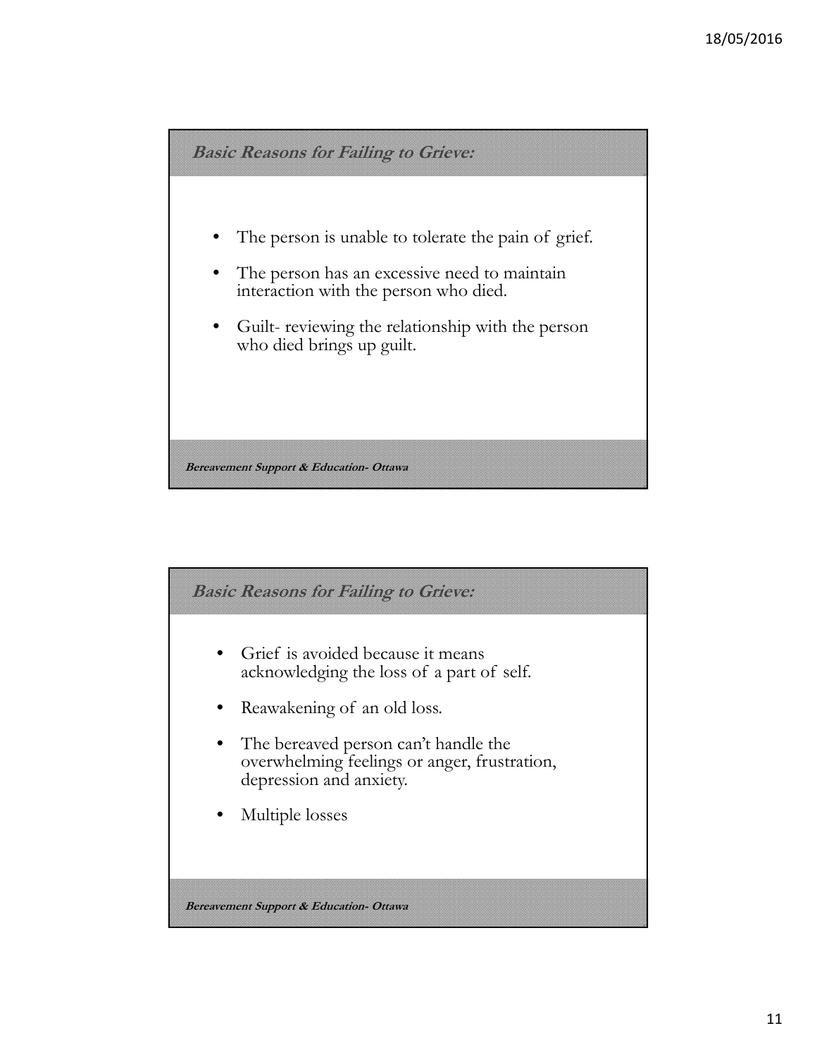## *Basic Reasons for Failing to Grieve:*

- The person is unable to tolerate the pain of grief.
- The person has an excessive need to maintain interaction with the person who died.
- Guilt- reviewing the relationship with the person who died brings up guilt.

***Bereavement Support & Education- Ottawa***

## *Basic Reasons for Failing to Grieve:*

- Grief is avoided because it means acknowledging the loss of a part of self.
- Reawakening of an old loss.
- The bereaved person can't handle the overwhelming feelings or anger, frustration, depression and anxiety.
- Multiple losses

***Bereavement Support & Education- Ottawa***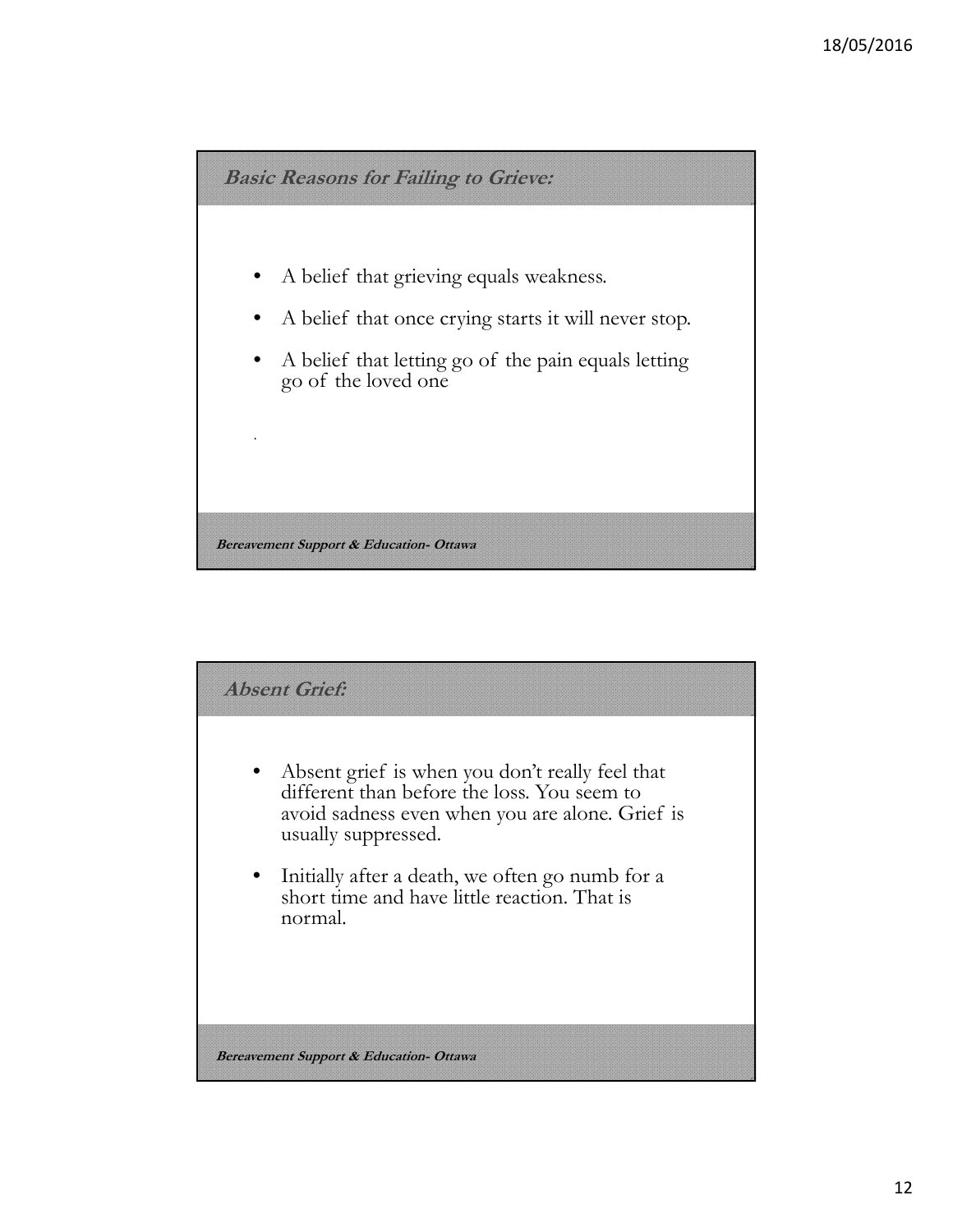## *Basic Reasons for Failing to Grieve:*

- A belief that grieving equals weakness.
- A belief that once crying starts it will never stop.
- A belief that letting go of the pain equals letting go of the loved one

.

***Bereavement Support & Education- Ottawa***

## *Absent Grief:*

- Absent grief is when you don't really feel that different than before the loss. You seem to avoid sadness even when you are alone. Grief is usually suppressed.
- Initially after a death, we often go numb for a short time and have little reaction. That is normal.

***Bereavement Support & Education- Ottawa***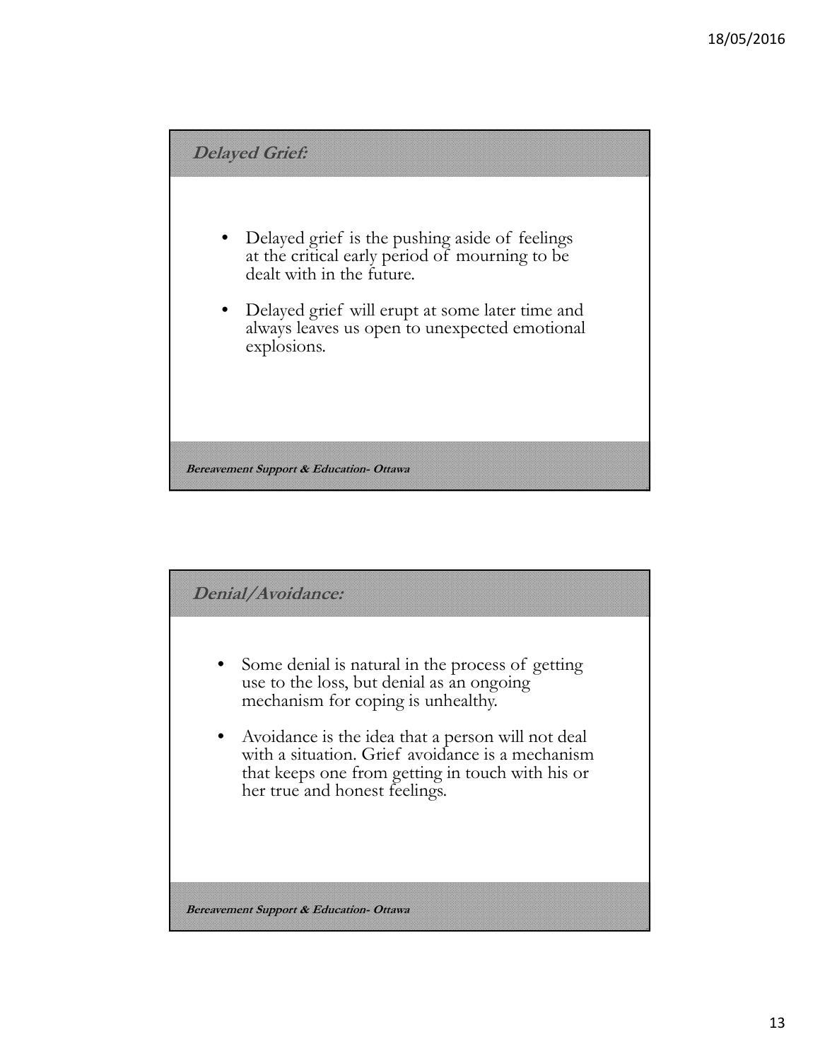## *Delayed Grief:*

- Delayed grief is the pushing aside of feelings at the critical early period of mourning to be dealt with in the future.
- Delayed grief will erupt at some later time and always leaves us open to unexpected emotional explosions.

***Bereavement Support & Education- Ottawa***

## *Denial/Avoidance:*

- Some denial is natural in the process of getting use to the loss, but denial as an ongoing mechanism for coping is unhealthy.
- Avoidance is the idea that a person will not deal with a situation. Grief avoidance is a mechanism that keeps one from getting in touch with his or her true and honest feelings.

***Bereavement Support & Education- Ottawa***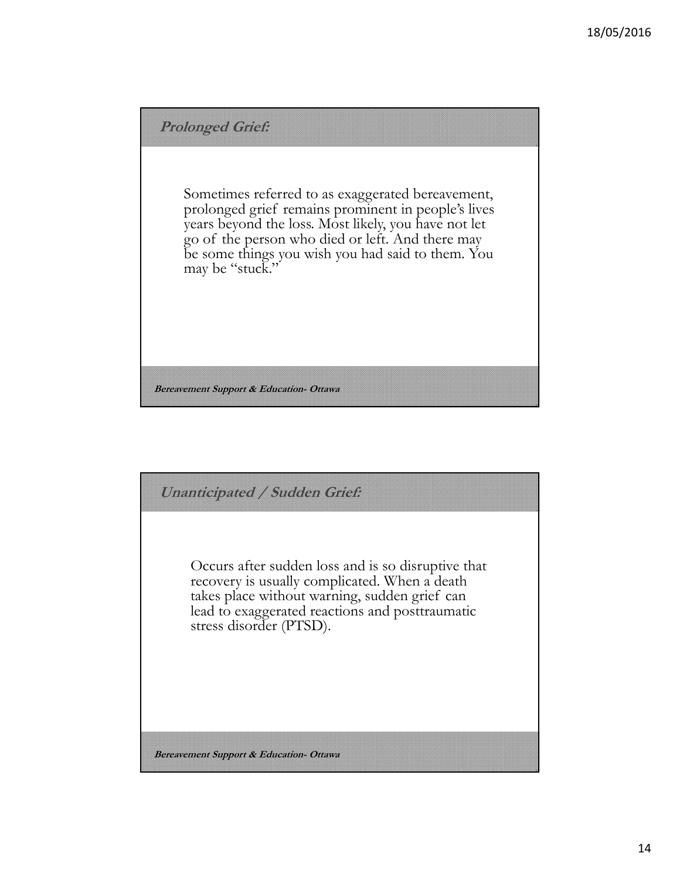## *Prolonged Grief:*

Sometimes referred to as exaggerated bereavement, prolonged grief remains prominent in people's lives years beyond the loss. Most likely, you have not let go of the person who died or left. And there may be some things you wish you had said to them. You may be "stuck."

***Bereavement Support & Education- Ottawa***

## *Unanticipated / Sudden Grief:*

Occurs after sudden loss and is so disruptive that recovery is usually complicated. When a death takes place without warning, sudden grief can lead to exaggerated reactions and posttraumatic stress disorder (PTSD).

***Bereavement Support & Education- Ottawa***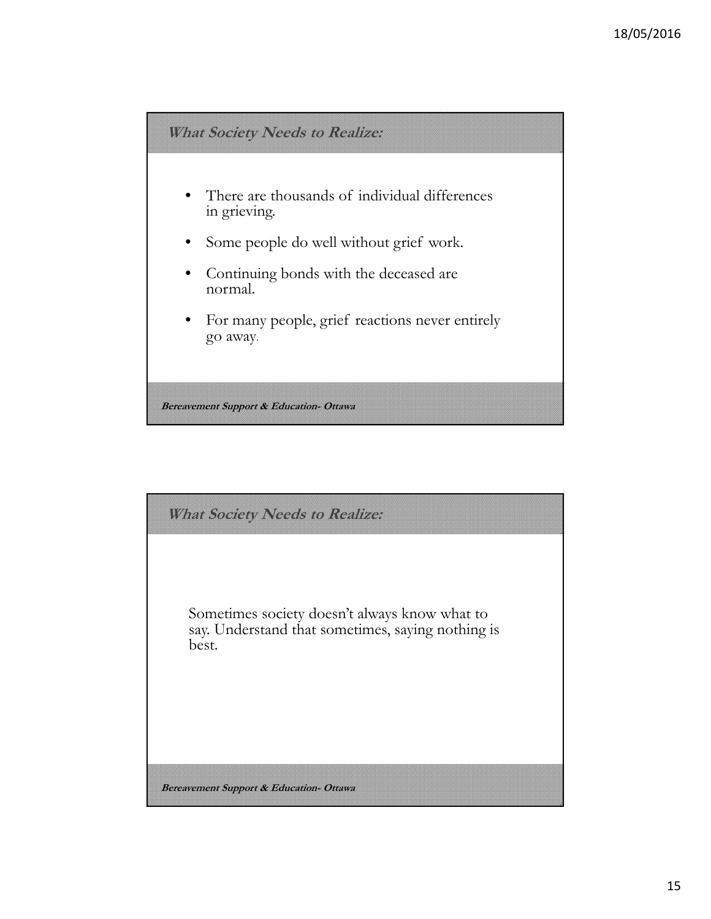## *What Society Needs to Realize:*

- There are thousands of individual differences in grieving.
- Some people do well without grief work.
- Continuing bonds with the deceased are normal.
- For many people, grief reactions never entirely go away.

***Bereavement Support & Education- Ottawa***

## *What Society Needs to Realize:*

Sometimes society doesn't always know what to say. Understand that sometimes, saying nothing is best.

***Bereavement Support & Education- Ottawa***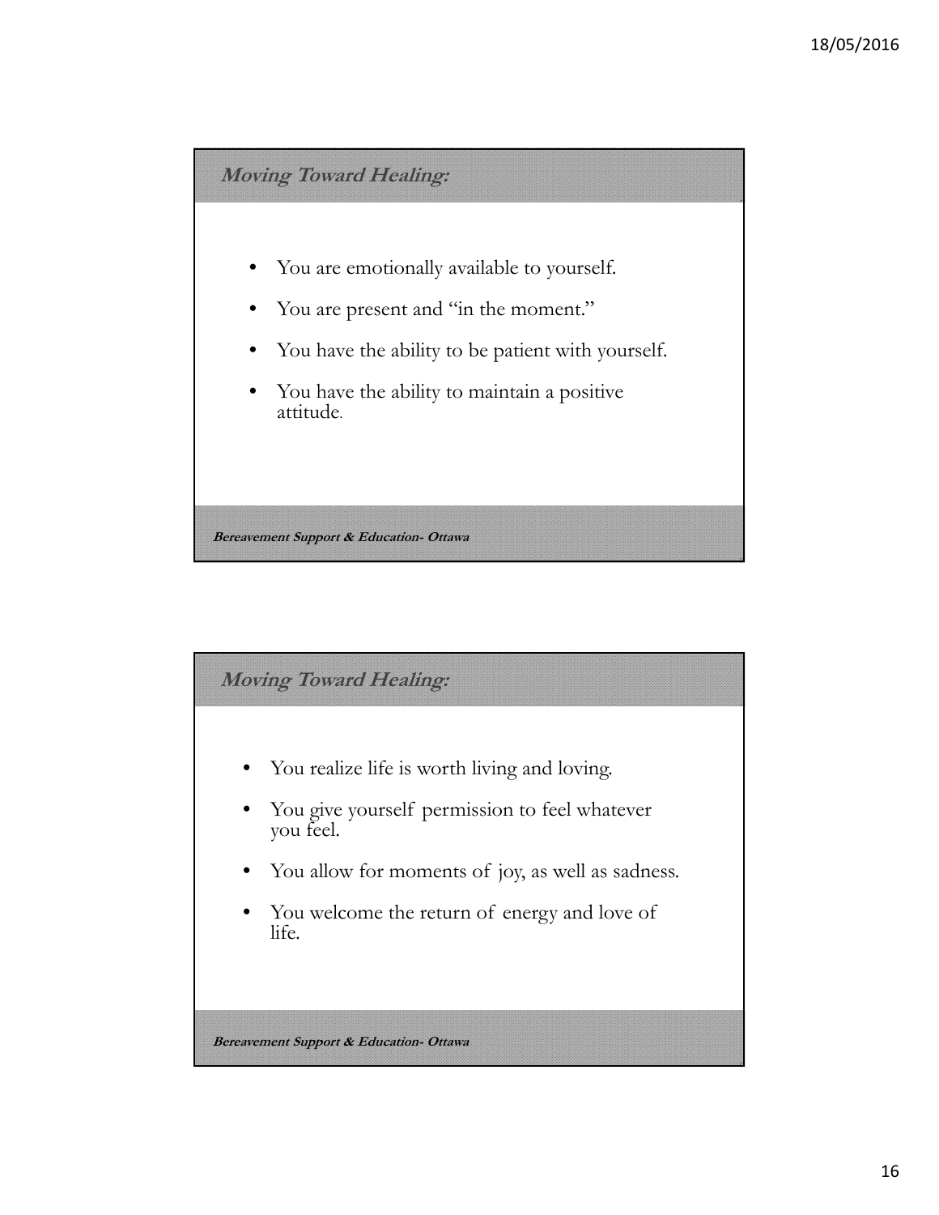## *Moving Toward Healing:*

- You are emotionally available to yourself.
- You are present and "in the moment."
- You have the ability to be patient with yourself.
- You have the ability to maintain a positive attitude.

***Bereavement Support & Education- Ottawa***

## *Moving Toward Healing:*

- You realize life is worth living and loving.
- You give yourself permission to feel whatever you feel.
- You allow for moments of joy, as well as sadness.
- You welcome the return of energy and love of life.

***Bereavement Support & Education- Ottawa***